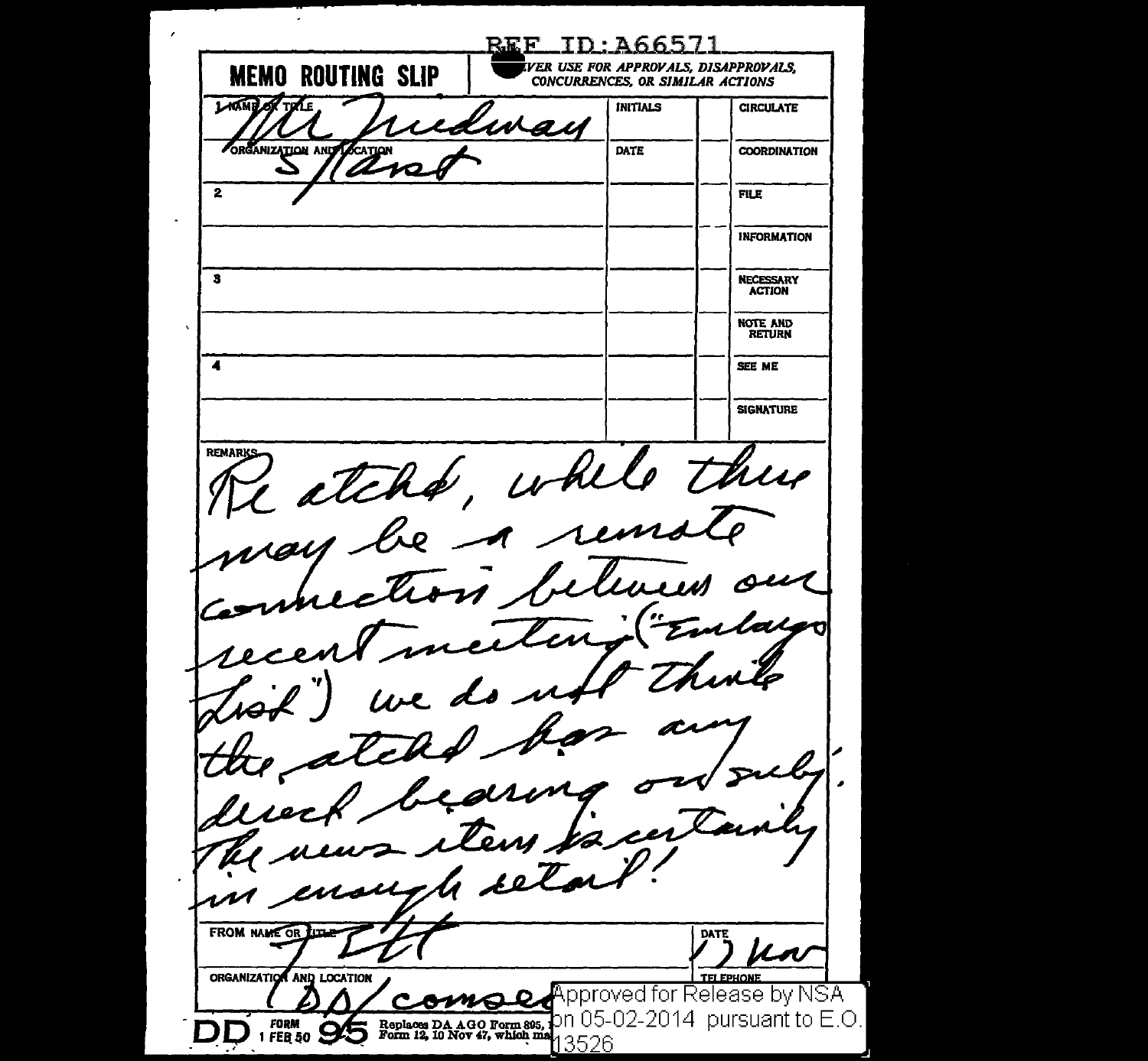REF ID:A66571

# MEMO ROUTING SLIP

NEVER USE FOR APPROVALS, DISAPPROVALS, CONCURRENCES, OR SIMILAR ACTIONS

| | INITIALS | | CIRCULATE |
|---|---|---|---|
| 1 NAME OR TITLE: Mr Friedman | | | |
| ORGANIZATION AND LOCATION: S/Asst | DATE | | COORDINATION |
| 2 | | | FILE |
| | | | INFORMATION |
| 3 | | | NECESSARY ACTION |
| | | | NOTE AND RETURN |
| 4 | | | SEE ME |
| | | | SIGNATURE |

REMARKS

Re atchd, while there may be a remote connection between our recent meeting ("Embargo List") we do not think the atchd has any direct bearing on subj. The news item is certainly in enough detail!

FROM NAME OR TITLE: JEH

DATE: 17 Nov

ORGANIZATION AND LOCATION: DD/Comsec

TELEPHONE

DD FORM 1 FEB 50 95 Replaces DA AGO Form 895, 1 Form 12, 10 Nov 47, which ma...

Approved for Release by NSA on 05-02-2014 pursuant to E.O. 13526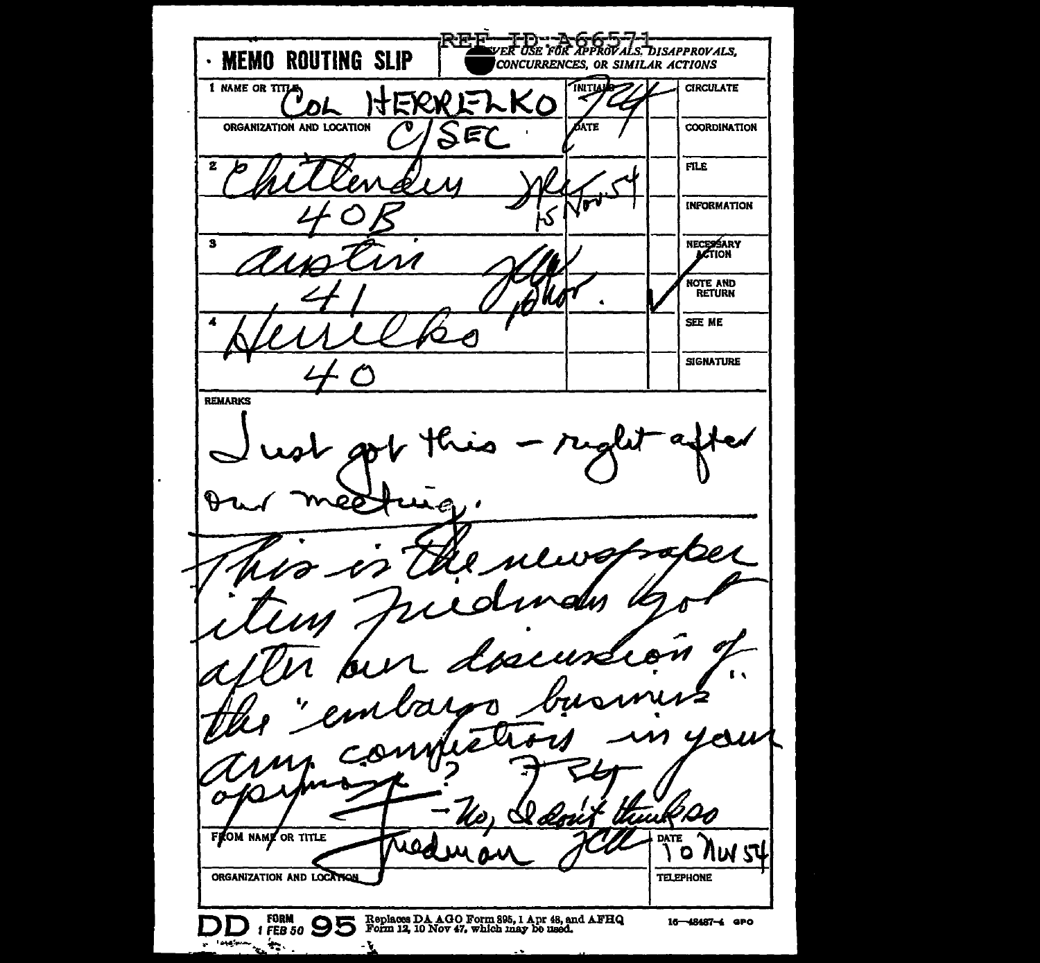REF ID:A66571

**MEMO ROUTING SLIP** — NEVER USE FOR APPROVALS, DISAPPROVALS, CONCURRENCES, OR SIMILAR ACTIONS

| NAME OR TITLE / ORGANIZATION AND LOCATION | INITIALS / DATE | | |
|---|---|---|---|
| 1 COL HERRELKO<br>C/SEC | 74 | | CIRCULATE<br>COORDINATION |
| 2 Chittenden<br>40B | 15 Nov 54 | | FILE<br>INFORMATION |
| 3 Austin<br>41 | 16 Nov | ✓ | NECESSARY ACTION<br>NOTE AND RETURN |
| 4 Herrelko<br>40 | | | SEE ME<br>SIGNATURE |

**REMARKS**

Just got this - right after our meeting.

This is the newspaper item Friedman got after our discussion of the "embargo business" any conflictions in your opinion? 7 24

- No, I don't think so

**FROM NAME OR TITLE:** Friedman

**DATE:** 10 Nov 54

**ORGANIZATION AND LOCATION:**

**TELEPHONE:**

DD FORM 1 FEB 50 95 Replaces DA AGO Form 895, 1 Apr 48, and AFHQ Form 12, 10 Nov 47, which may be used. 16—48487-4 GPO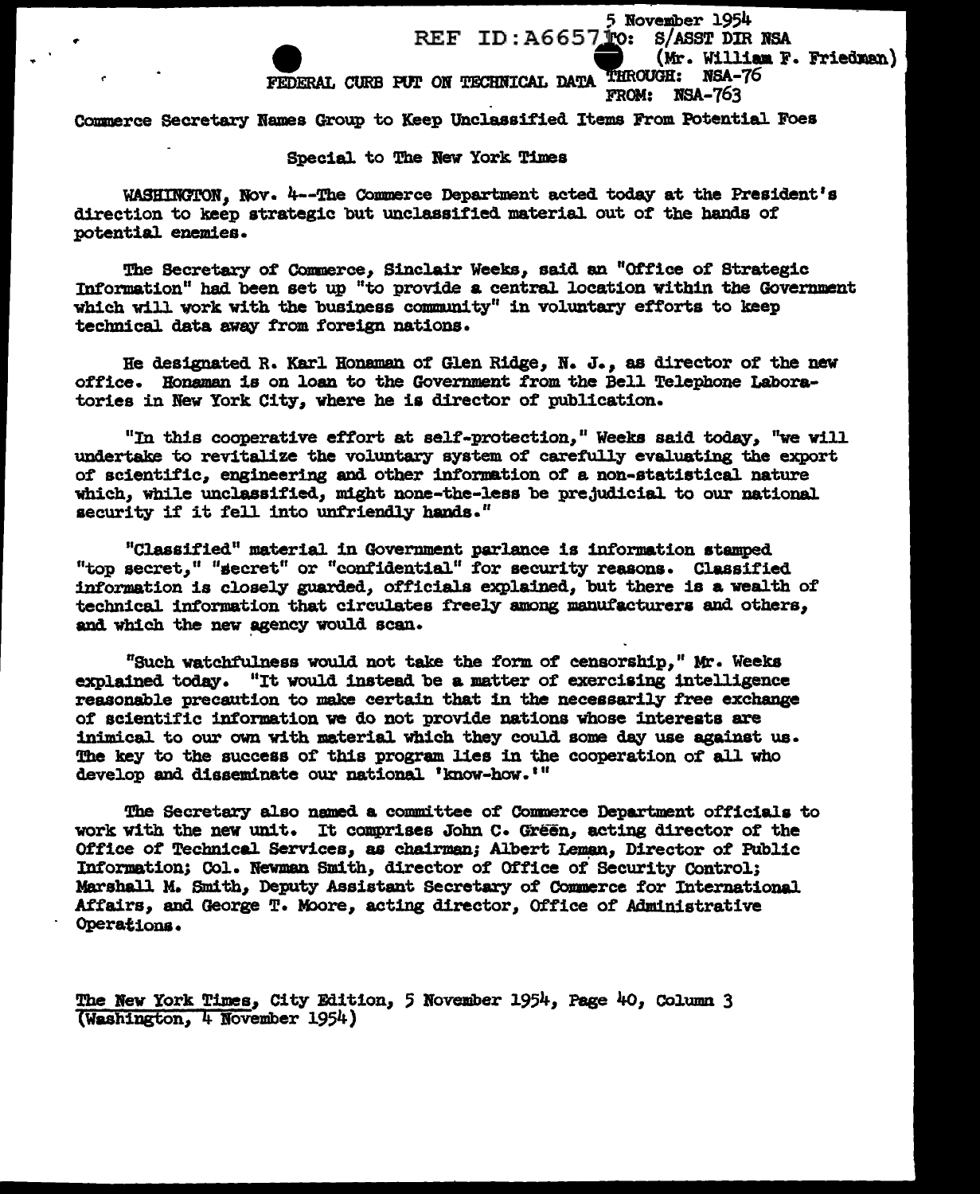REF ID:A6657

5 November 1954

TO: S/ASST DIR NSA
(Mr. William F. Friedman)
THROUGH: NSA-76
FROM: NSA-763

FEDERAL CURB PUT ON TECHNICAL DATA

Commerce Secretary Names Group to Keep Unclassified Items From Potential Foes

Special to The New York Times

WASHINGTON, Nov. 4--The Commerce Department acted today at the President's direction to keep strategic but unclassified material out of the hands of potential enemies.

The Secretary of Commerce, Sinclair Weeks, said an "Office of Strategic Information" had been set up "to provide a central location within the Government which will work with the business community" in voluntary efforts to keep technical data away from foreign nations.

He designated R. Karl Honaman of Glen Ridge, N. J., as director of the new office. Honaman is on loan to the Government from the Bell Telephone Laboratories in New York City, where he is director of publication.

"In this cooperative effort at self-protection," Weeks said today, "we will undertake to revitalize the voluntary system of carefully evaluating the export of scientific, engineering and other information of a non-statistical nature which, while unclassified, might none-the-less be prejudicial to our national security if it fell into unfriendly hands."

"Classified" material in Government parlance is information stamped "top secret," "secret" or "confidential" for security reasons. Classified information is closely guarded, officials explained, but there is a wealth of technical information that circulates freely among manufacturers and others, and which the new agency would scan.

"Such watchfulness would not take the form of censorship," Mr. Weeks explained today. "It would instead be a matter of exercising intelligence reasonable precaution to make certain that in the necessarily free exchange of scientific information we do not provide nations whose interests are inimical to our own with material which they could some day use against us. The key to the success of this program lies in the cooperation of all who develop and disseminate our national 'know-how.'"

The Secretary also named a committee of Commerce Department officials to work with the new unit. It comprises John C. Green, acting director of the Office of Technical Services, as chairman; Albert Leman, Director of Public Information; Col. Newman Smith, director of Office of Security Control; Marshall M. Smith, Deputy Assistant Secretary of Commerce for International Affairs, and George T. Moore, acting director, Office of Administrative Operations.

The New York Times, City Edition, 5 November 1954, Page 40, Column 3
(Washington, 4 November 1954)